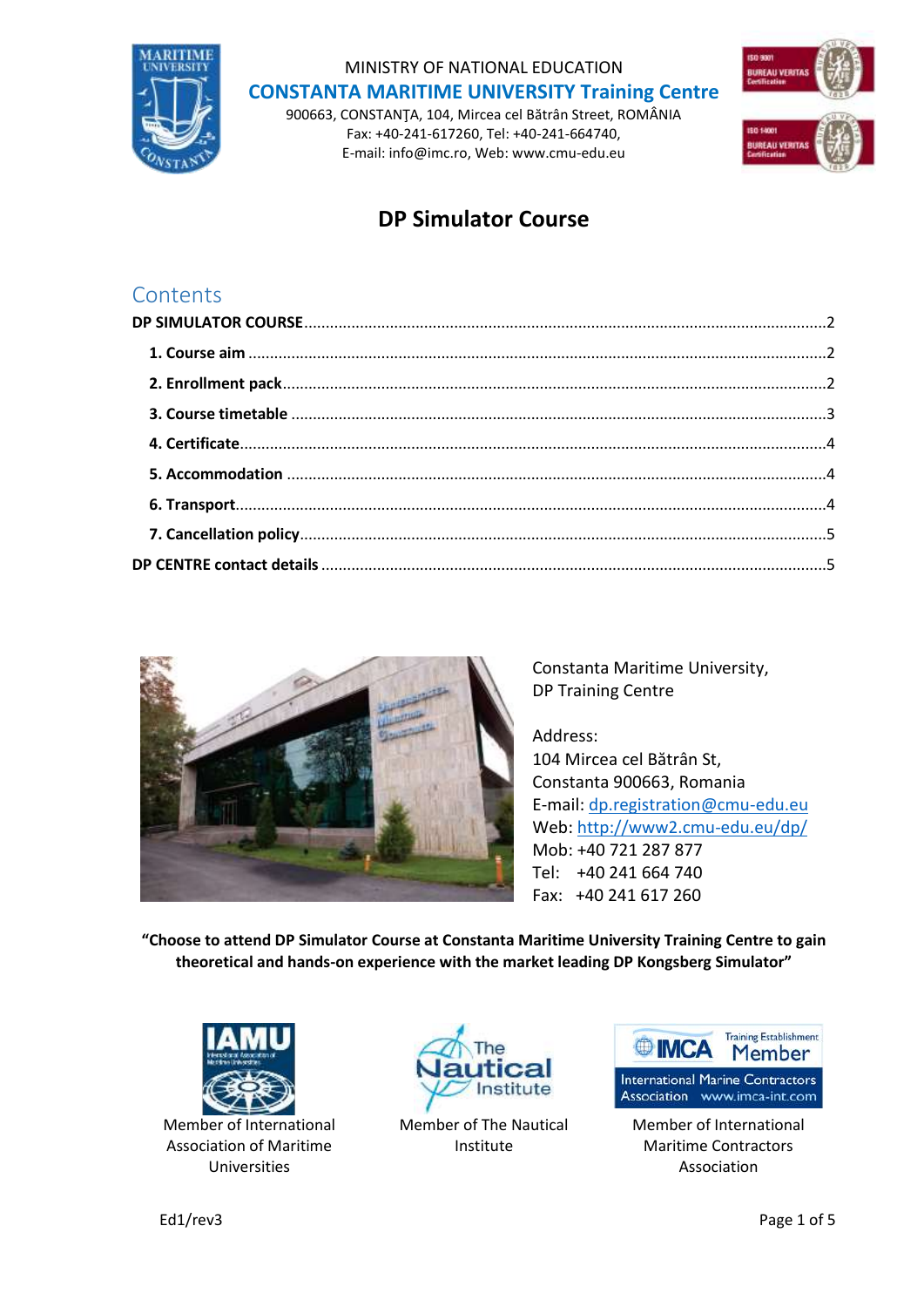MINISTRY OF NATIONAL EDUCATION

**CONSTANTA MARITIME UNIVERSITY Training Centre**

900663, CONSTANŢA, 104, Mircea cel Bătrân Street, ROMÂNIA
Fax: +40-241-617260, Tel: +40-241-664740,
E-mail: info@imc.ro, Web: www.cmu-edu.eu

# DP Simulator Course

## Contents

**DP SIMULATOR COURSE** .......... 2

- **1. Course aim** .......... 2
- **2. Enrollment pack** .......... 2
- **3. Course timetable** .......... 3
- **4. Certificate** .......... 4
- **5. Accommodation** .......... 4
- **6. Transport** .......... 4
- **7. Cancellation policy** .......... 5

**DP CENTRE contact details** .......... 5

Constanta Maritime University,
DP Training Centre

Address:
104 Mircea cel Bătrân St,
Constanta 900663, Romania
E-mail: dp.registration@cmu-edu.eu
Web: http://www2.cmu-edu.eu/dp/
Mob: +40 721 287 877
Tel: +40 241 664 740
Fax: +40 241 617 260

**"Choose to attend DP Simulator Course at Constanta Maritime University Training Centre to gain theoretical and hands-on experience with the market leading DP Kongsberg Simulator"**

Member of International Association of Maritime Universities

Member of The Nautical Institute

Member of International Maritime Contractors Association

Ed1/rev3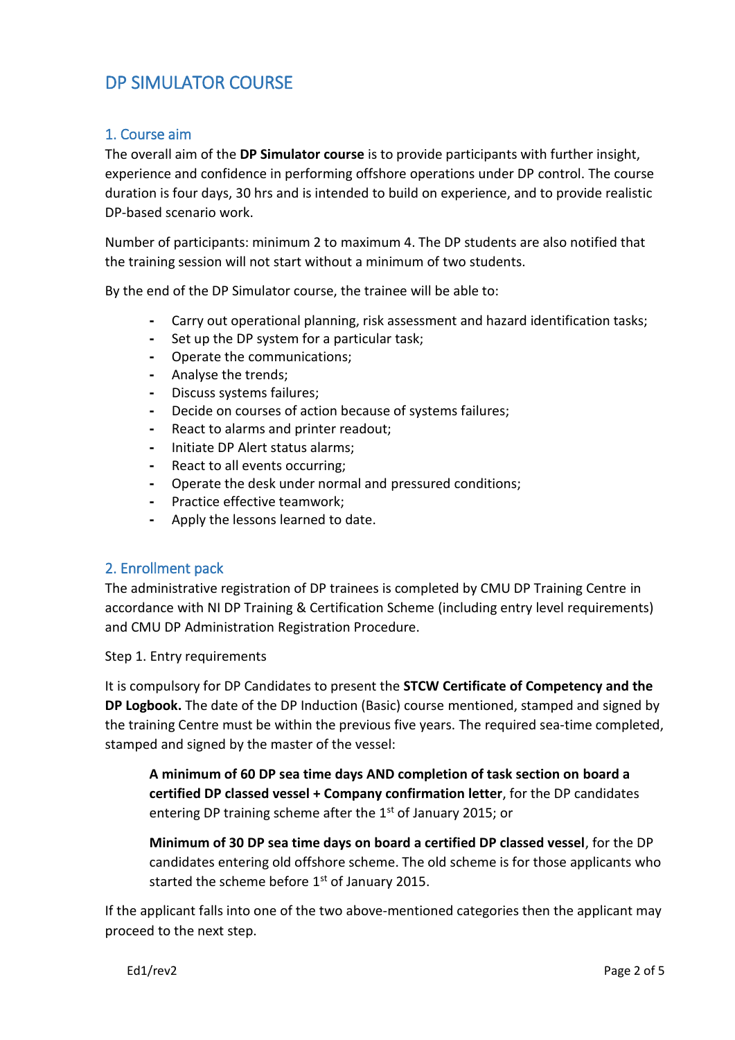# DP SIMULATOR COURSE

## 1. Course aim

The overall aim of the **DP Simulator course** is to provide participants with further insight, experience and confidence in performing offshore operations under DP control. The course duration is four days, 30 hrs and is intended to build on experience, and to provide realistic DP-based scenario work.

Number of participants: minimum 2 to maximum 4. The DP students are also notified that the training session will not start without a minimum of two students.

By the end of the DP Simulator course, the trainee will be able to:

- Carry out operational planning, risk assessment and hazard identification tasks;
- Set up the DP system for a particular task;
- Operate the communications;
- Analyse the trends;
- Discuss systems failures;
- Decide on courses of action because of systems failures;
- React to alarms and printer readout;
- Initiate DP Alert status alarms;
- React to all events occurring;
- Operate the desk under normal and pressured conditions;
- Practice effective teamwork;
- Apply the lessons learned to date.

## 2. Enrollment pack

The administrative registration of DP trainees is completed by CMU DP Training Centre in accordance with NI DP Training & Certification Scheme (including entry level requirements) and CMU DP Administration Registration Procedure.

Step 1. Entry requirements

It is compulsory for DP Candidates to present the **STCW Certificate of Competency and the DP Logbook.** The date of the DP Induction (Basic) course mentioned, stamped and signed by the training Centre must be within the previous five years. The required sea-time completed, stamped and signed by the master of the vessel:

> **A minimum of 60 DP sea time days AND completion of task section on board a certified DP classed vessel + Company confirmation letter**, for the DP candidates entering DP training scheme after the 1st of January 2015; or
>
> **Minimum of 30 DP sea time days on board a certified DP classed vessel**, for the DP candidates entering old offshore scheme. The old scheme is for those applicants who started the scheme before 1st of January 2015.

If the applicant falls into one of the two above-mentioned categories then the applicant may proceed to the next step.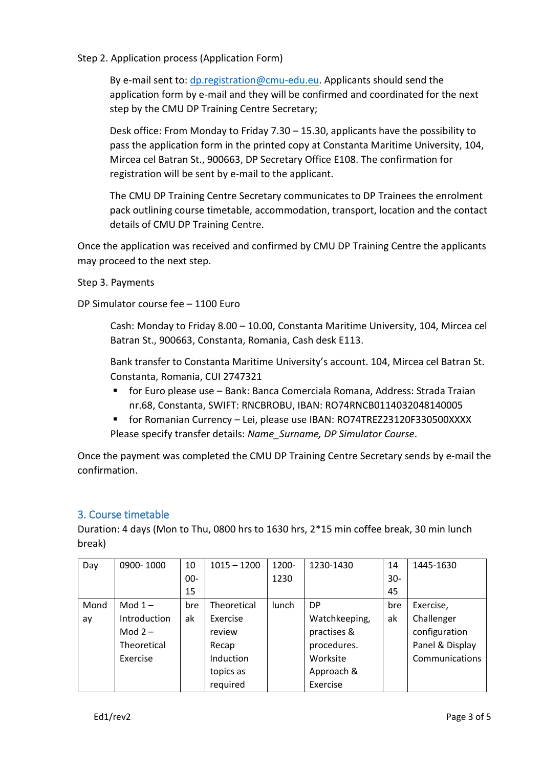Step 2. Application process (Application Form)

By e-mail sent to: dp.registration@cmu-edu.eu. Applicants should send the application form by e-mail and they will be confirmed and coordinated for the next step by the CMU DP Training Centre Secretary;

Desk office: From Monday to Friday 7.30 – 15.30, applicants have the possibility to pass the application form in the printed copy at Constanta Maritime University, 104, Mircea cel Batran St., 900663, DP Secretary Office E108. The confirmation for registration will be sent by e-mail to the applicant.

The CMU DP Training Centre Secretary communicates to DP Trainees the enrolment pack outlining course timetable, accommodation, transport, location and the contact details of CMU DP Training Centre.

Once the application was received and confirmed by CMU DP Training Centre the applicants may proceed to the next step.

Step 3. Payments

DP Simulator course fee – 1100 Euro

Cash: Monday to Friday 8.00 – 10.00, Constanta Maritime University, 104, Mircea cel Batran St., 900663, Constanta, Romania, Cash desk E113.

Bank transfer to Constanta Maritime University's account. 104, Mircea cel Batran St. Constanta, Romania, CUI 2747321

- for Euro please use – Bank: Banca Comerciala Romana, Address: Strada Traian nr.68, Constanta, SWIFT: RNCBROBU, IBAN: RO74RNCB0114032048140005
- for Romanian Currency – Lei, please use IBAN: RO74TREZ23120F330500XXXX

Please specify transfer details: *Name_Surname, DP Simulator Course*.

Once the payment was completed the CMU DP Training Centre Secretary sends by e-mail the confirmation.

## 3. Course timetable

Duration: 4 days (Mon to Thu, 0800 hrs to 1630 hrs, 2*15 min coffee break, 30 min lunch break)

| Day | 0900- 1000 | 1000-15 | 1015 – 1200 | 1200-1230 | 1230-1430 | 1430-45 | 1445-1630 |
|---|---|---|---|---|---|---|---|
| Monday | Mod 1 – Introduction Mod 2 – Theoretical Exercise | break | Theoretical Exercise review Recap Induction topics as required | lunch | DP Watchkeeping, practises & procedures. Worksite Approach & Exercise | break | Exercise, Challenger configuration Panel & Display Communications |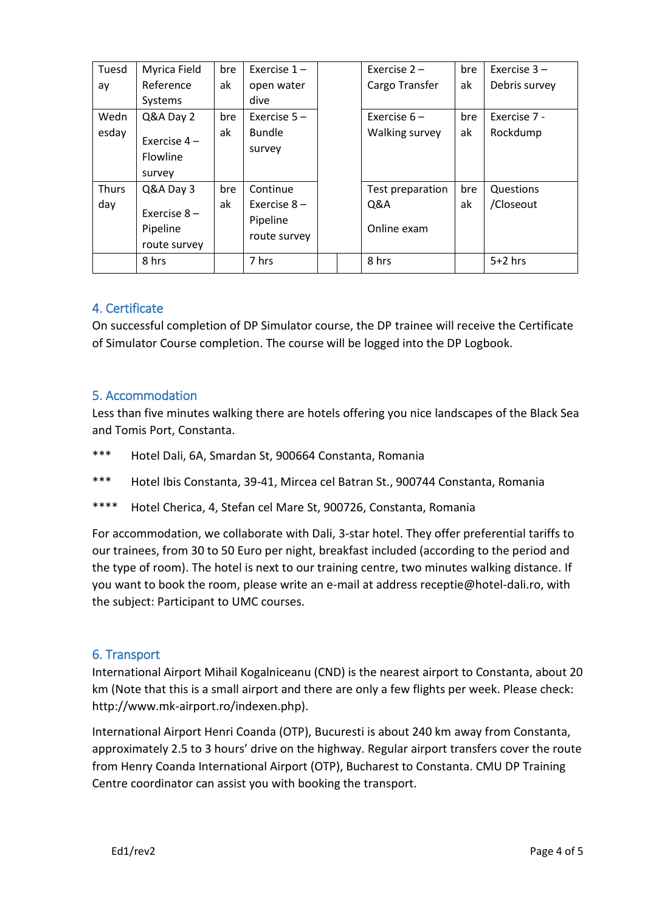| Tuesday | Myrica Field Reference Systems | break | Exercise 1 – open water dive | | | Exercise 2 – Cargo Transfer | break | Exercise 3 – Debris survey |
|---|---|---|---|---|---|---|---|---|
| Wednesday | Q&A Day 2<br><br>Exercise 4 – Flowline survey | break | Exercise 5 – Bundle survey | | | Exercise 6 – Walking survey | break | Exercise 7 - Rockdump |
| Thursday | Q&A Day 3<br><br>Exercise 8 – Pipeline route survey | break | Continue Exercise 8 – Pipeline route survey | | | Test preparation Q&A<br><br>Online exam | break | Questions /Closeout |
| | 8 hrs | | 7 hrs | | | 8 hrs | | 5+2 hrs |

## 4. Certificate

On successful completion of DP Simulator course, the DP trainee will receive the Certificate of Simulator Course completion. The course will be logged into the DP Logbook.

## 5. Accommodation

Less than five minutes walking there are hotels offering you nice landscapes of the Black Sea and Tomis Port, Constanta.

- *** Hotel Dali, 6A, Smardan St, 900664 Constanta, Romania
- *** Hotel Ibis Constanta, 39-41, Mircea cel Batran St., 900744 Constanta, Romania
- **** Hotel Cherica, 4, Stefan cel Mare St, 900726, Constanta, Romania

For accommodation, we collaborate with Dali, 3-star hotel. They offer preferential tariffs to our trainees, from 30 to 50 Euro per night, breakfast included (according to the period and the type of room). The hotel is next to our training centre, two minutes walking distance. If you want to book the room, please write an e-mail at address receptie@hotel-dali.ro, with the subject: Participant to UMC courses.

## 6. Transport

International Airport Mihail Kogalniceanu (CND) is the nearest airport to Constanta, about 20 km (Note that this is a small airport and there are only a few flights per week. Please check: http://www.mk-airport.ro/indexen.php).

International Airport Henri Coanda (OTP), Bucuresti is about 240 km away from Constanta, approximately 2.5 to 3 hours' drive on the highway. Regular airport transfers cover the route from Henry Coanda International Airport (OTP), Bucharest to Constanta. CMU DP Training Centre coordinator can assist you with booking the transport.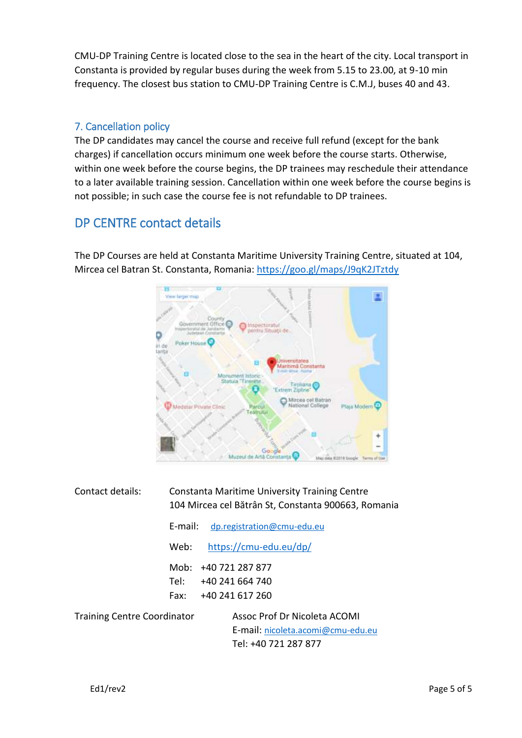CMU-DP Training Centre is located close to the sea in the heart of the city. Local transport in Constanta is provided by regular buses during the week from 5.15 to 23.00, at 9-10 min frequency. The closest bus station to CMU-DP Training Centre is C.M.J, buses 40 and 43.

### 7. Cancellation policy

The DP candidates may cancel the course and receive full refund (except for the bank charges) if cancellation occurs minimum one week before the course starts. Otherwise, within one week before the course begins, the DP trainees may reschedule their attendance to a later available training session. Cancellation within one week before the course begins is not possible; in such case the course fee is not refundable to DP trainees.

## DP CENTRE contact details

The DP Courses are held at Constanta Maritime University Training Centre, situated at 104, Mircea cel Batran St. Constanta, Romania: https://goo.gl/maps/J9qK2JTztdy

Contact details: Constanta Maritime University Training Centre
104 Mircea cel Bătrân St, Constanta 900663, Romania

E-mail: dp.registration@cmu-edu.eu

Web: https://cmu-edu.eu/dp/

Mob: +40 721 287 877
Tel: +40 241 664 740
Fax: +40 241 617 260

Training Centre Coordinator: Assoc Prof Dr Nicoleta ACOMI
E-mail: nicoleta.acomi@cmu-edu.eu
Tel: +40 721 287 877

Ed1/rev2